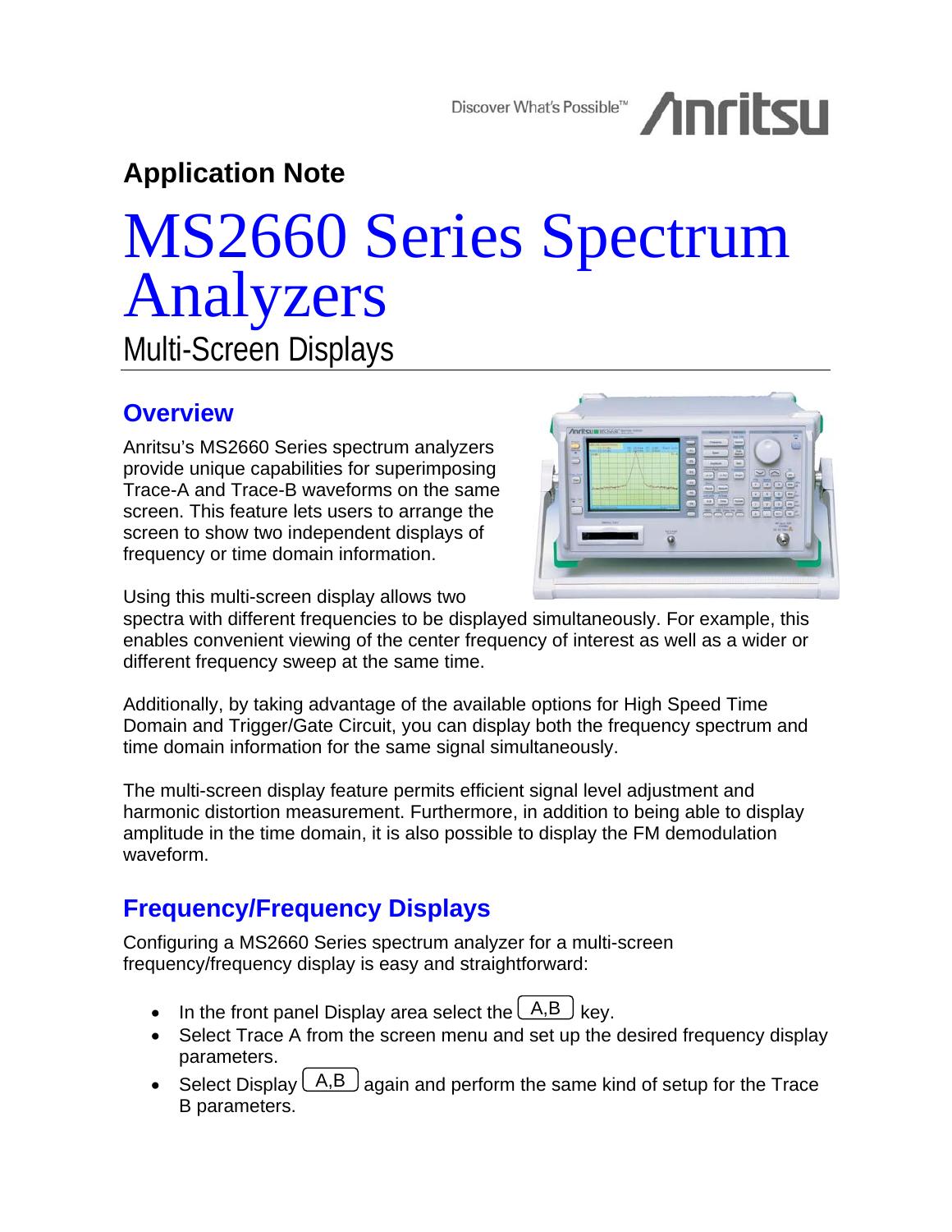Discover What's Possible™ Anritsu

**Application Note**

# MS2660 Series Spectrum Analyzers

## Multi-Screen Displays

## Overview

Anritsu's MS2660 Series spectrum analyzers provide unique capabilities for superimposing Trace-A and Trace-B waveforms on the same screen. This feature lets users to arrange the screen to show two independent displays of frequency or time domain information.

Using this multi-screen display allows two spectra with different frequencies to be displayed simultaneously. For example, this enables convenient viewing of the center frequency of interest as well as a wider or different frequency sweep at the same time.

Additionally, by taking advantage of the available options for High Speed Time Domain and Trigger/Gate Circuit, you can display both the frequency spectrum and time domain information for the same signal simultaneously.

The multi-screen display feature permits efficient signal level adjustment and harmonic distortion measurement. Furthermore, in addition to being able to display amplitude in the time domain, it is also possible to display the FM demodulation waveform.

## Frequency/Frequency Displays

Configuring a MS2660 Series spectrum analyzer for a multi-screen frequency/frequency display is easy and straightforward:

- In the front panel Display area select the [A,B] key.
- Select Trace A from the screen menu and set up the desired frequency display parameters.
- Select Display [A,B] again and perform the same kind of setup for the Trace B parameters.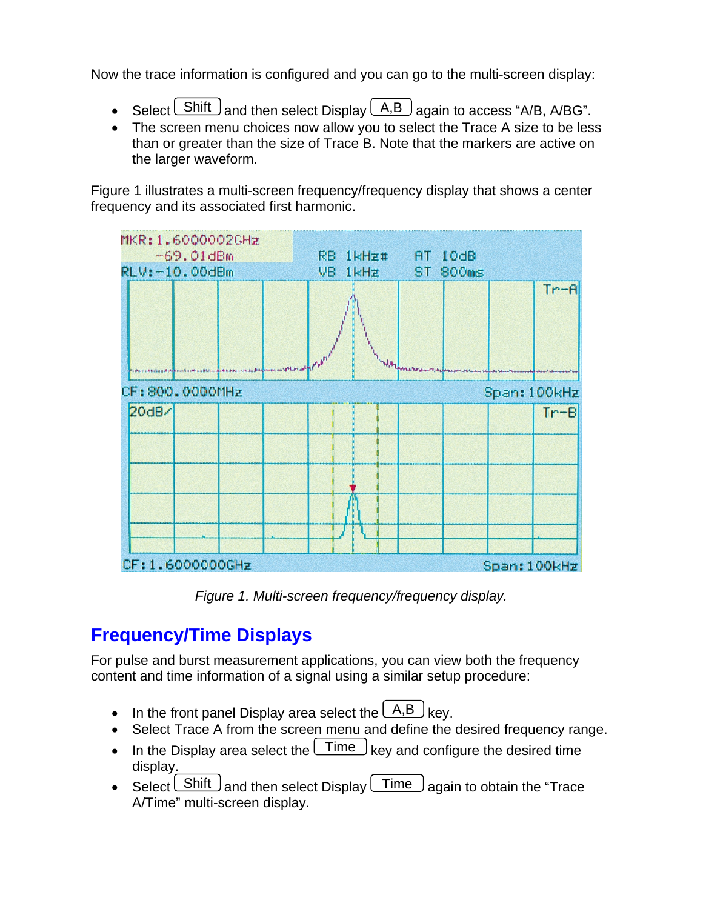Now the trace information is configured and you can go to the multi-screen display:

- Select Shift and then select Display A,B again to access "A/B, A/BG".
- The screen menu choices now allow you to select the Trace A size to be less than or greater than the size of Trace B. Note that the markers are active on the larger waveform.

Figure 1 illustrates a multi-screen frequency/frequency display that shows a center frequency and its associated first harmonic.

*Figure 1. Multi-screen frequency/frequency display.*

## Frequency/Time Displays

For pulse and burst measurement applications, you can view both the frequency content and time information of a signal using a similar setup procedure:

- In the front panel Display area select the A,B key.
- Select Trace A from the screen menu and define the desired frequency range.
- In the Display area select the Time key and configure the desired time display.
- Select Shift and then select Display Time again to obtain the "Trace A/Time" multi-screen display.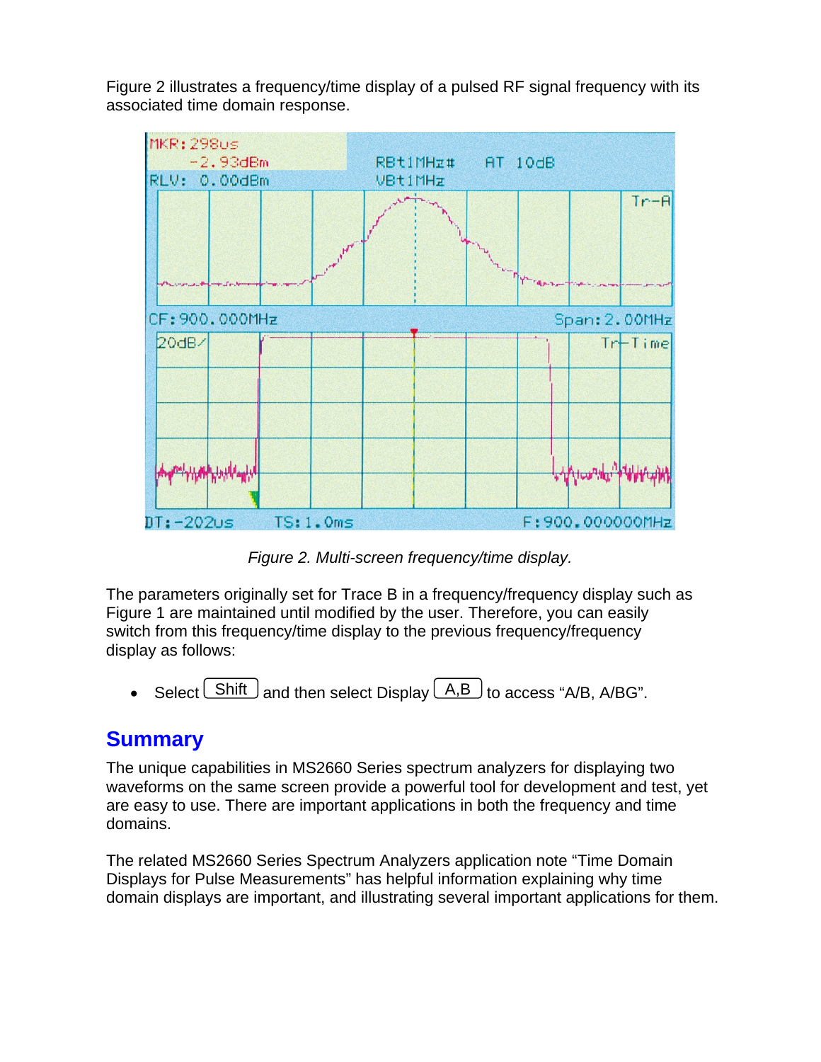Figure 2 illustrates a frequency/time display of a pulsed RF signal frequency with its associated time domain response.

*Figure 2. Multi-screen frequency/time display.*

The parameters originally set for Trace B in a frequency/frequency display such as Figure 1 are maintained until modified by the user. Therefore, you can easily switch from this frequency/time display to the previous frequency/frequency display as follows:

- Select Shift and then select Display A,B to access "A/B, A/BG".

## Summary

The unique capabilities in MS2660 Series spectrum analyzers for displaying two waveforms on the same screen provide a powerful tool for development and test, yet are easy to use. There are important applications in both the frequency and time domains.

The related MS2660 Series Spectrum Analyzers application note "Time Domain Displays for Pulse Measurements" has helpful information explaining why time domain displays are important, and illustrating several important applications for them.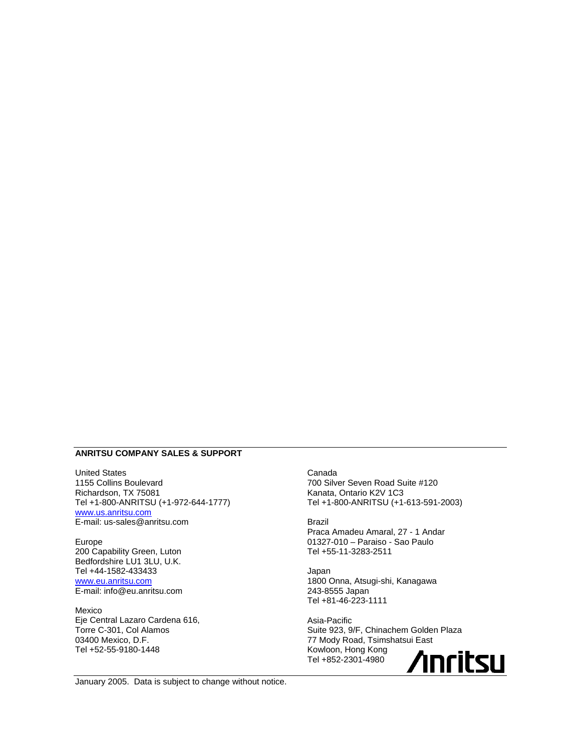**ANRITSU COMPANY SALES & SUPPORT**

United States
1155 Collins Boulevard
Richardson, TX 75081
Tel +1-800-ANRITSU (+1-972-644-1777)
www.us.anritsu.com
E-mail: us-sales@anritsu.com

Europe
200 Capability Green, Luton
Bedfordshire LU1 3LU, U.K.
Tel +44-1582-433433
www.eu.anritsu.com
E-mail: info@eu.anritsu.com

Mexico
Eje Central Lazaro Cardena 616,
Torre C-301, Col Alamos
03400 Mexico, D.F.
Tel +52-55-9180-1448

Canada
700 Silver Seven Road Suite #120
Kanata, Ontario K2V 1C3
Tel +1-800-ANRITSU (+1-613-591-2003)

Brazil
Praca Amadeu Amaral, 27 - 1 Andar
01327-010 – Paraiso - Sao Paulo
Tel +55-11-3283-2511

Japan
1800 Onna, Atsugi-shi, Kanagawa
243-8555 Japan
Tel +81-46-223-1111

Asia-Pacific
Suite 923, 9/F, Chinachem Golden Plaza
77 Mody Road, Tsimshatsui East
Kowloon, Hong Kong
Tel +852-2301-4980

Anritsu

January 2005. Data is subject to change without notice.